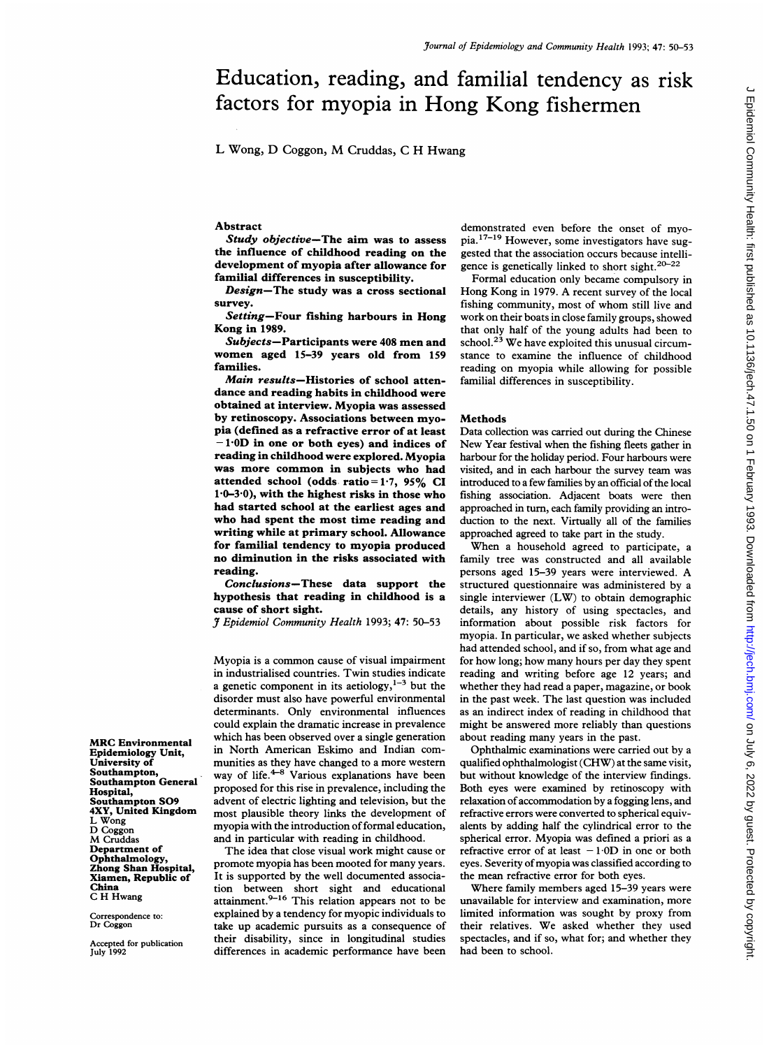# Education, reading, and familial tendency as risk factors for myopia in Hong Kong fishermen

L Wong, D Coggon, M Cruddas, C H Hwang

## Abstract

***Study objective*—The aim was to assess the influence of childhood reading on the development of myopia after allowance for familial differences in susceptibility.**

***Design*—The study was a cross sectional survey.**

***Setting*—Four fishing harbours in Hong Kong in 1989.**

***Subjects*—Participants were 408 men and women aged 15–39 years old from 159 families.**

***Main results*—Histories of school attendance and reading habits in childhood were obtained at interview. Myopia was assessed by retinoscopy. Associations between myopia (defined as a refractive error of at least −1·0D in one or both eyes) and indices of reading in childhood were explored. Myopia was more common in subjects who had attended school (odds ratio=1·7, 95% CI 1·0–3·0), with the highest risks in those who had started school at the earliest ages and who had spent the most time reading and writing while at primary school. Allowance for familial tendency to myopia produced no diminution in the risks associated with reading.**

***Conclusions*—These data support the hypothesis that reading in childhood is a cause of short sight.**

*J Epidemiol Community Health* 1993; 47: 50–53

Myopia is a common cause of visual impairment in industrialised countries. Twin studies indicate a genetic component in its aetiology,[1–3] but the disorder must also have powerful environmental determinants. Only environmental influences could explain the dramatic increase in prevalence which has been observed over a single generation in North American Eskimo and Indian communities as they have changed to a more western way of life.[4–8] Various explanations have been proposed for this rise in prevalence, including the advent of electric lighting and television, but the most plausible theory links the development of myopia with the introduction of formal education, and in particular with reading in childhood.

The idea that close visual work might cause or promote myopia has been mooted for many years. It is supported by the well documented association between short sight and educational attainment.[9–16] This relation appears not to be explained by a tendency for myopic individuals to take up academic pursuits as a consequence of their disability, since in longitudinal studies differences in academic performance have been demonstrated even before the onset of myopia.[17–19] However, some investigators have suggested that the association occurs because intelligence is genetically linked to short sight.[20–22]

Formal education only became compulsory in Hong Kong in 1979. A recent survey of the local fishing community, most of whom still live and work on their boats in close family groups, showed that only half of the young adults had been to school.[23] We have exploited this unusual circumstance to examine the influence of childhood reading on myopia while allowing for possible familial differences in susceptibility.

## Methods

Data collection was carried out during the Chinese New Year festival when the fishing fleets gather in harbour for the holiday period. Four harbours were visited, and in each harbour the survey team was introduced to a few families by an official of the local fishing association. Adjacent boats were then approached in turn, each family providing an introduction to the next. Virtually all of the families approached agreed to take part in the study.

When a household agreed to participate, a family tree was constructed and all available persons aged 15–39 years were interviewed. A structured questionnaire was administered by a single interviewer (LW) to obtain demographic details, any history of using spectacles, and information about possible risk factors for myopia. In particular, we asked whether subjects had attended school, and if so, from what age and for how long; how many hours per day they spent reading and writing before age 12 years; and whether they had read a paper, magazine, or book in the past week. The last question was included as an indirect index of reading in childhood that might be answered more reliably than questions about reading many years in the past.

Ophthalmic examinations were carried out by a qualified ophthalmologist (CHW) at the same visit, but without knowledge of the interview findings. Both eyes were examined by retinoscopy with relaxation of accommodation by a fogging lens, and refractive errors were converted to spherical equivalents by adding half the cylindrical error to the spherical error. Myopia was defined a priori as a refractive error of at least −1·0D in one or both eyes. Severity of myopia was classified according to the mean refractive error for both eyes.

Where family members aged 15–39 years were unavailable for interview and examination, more limited information was sought by proxy from their relatives. We asked whether they used spectacles, and if so, what for; and whether they had been to school.

MRC Environmental Epidemiology Unit, University of Southampton, Southampton General Hospital, Southampton SO9 4XY, United Kingdom
L Wong
D Coggon
M Cruddas

Department of Ophthalmology, Zhong Shan Hospital, Xiamen, Republic of China
C H Hwang

Correspondence to: Dr Coggon

Accepted for publication July 1992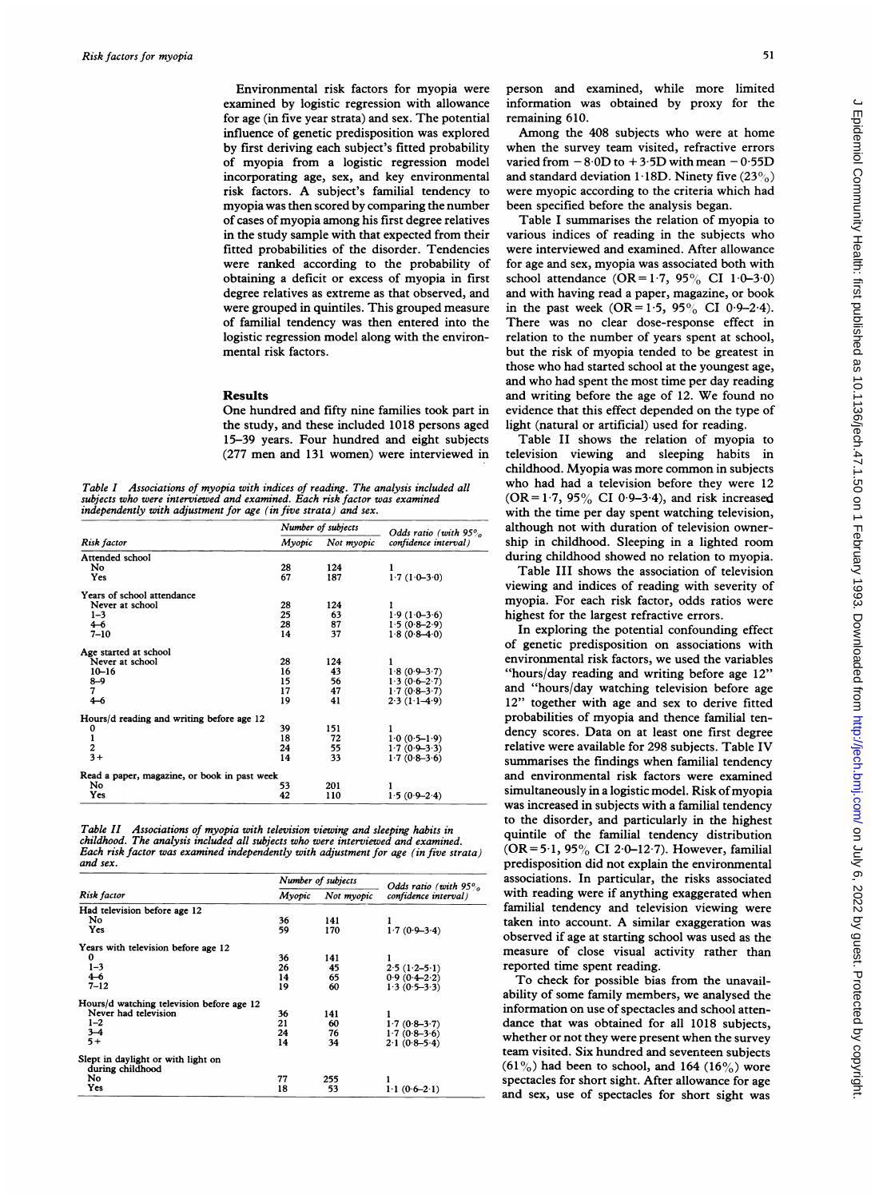Environmental risk factors for myopia were examined by logistic regression with allowance for age (in five year strata) and sex. The potential influence of genetic predisposition was explored by first deriving each subject's fitted probability of myopia from a logistic regression model incorporating age, sex, and key environmental risk factors. A subject's familial tendency to myopia was then scored by comparing the number of cases of myopia among his first degree relatives in the study sample with that expected from their fitted probabilities of the disorder. Tendencies were ranked according to the probability of obtaining a deficit or excess of myopia in first degree relatives as extreme as that observed, and were grouped in quintiles. This grouped measure of familial tendency was then entered into the logistic regression model along with the environmental risk factors.

## Results

One hundred and fifty nine families took part in the study, and these included 1018 persons aged 15–39 years. Four hundred and eight subjects (277 men and 131 women) were interviewed in person and examined, while more limited information was obtained by proxy for the remaining 610.

Among the 408 subjects who were at home when the survey team visited, refractive errors varied from −8·0D to +3·5D with mean −0·55D and standard deviation 1·18D. Ninety five (23%) were myopic according to the criteria which had been specified before the analysis began.

Table I summarises the relation of myopia to various indices of reading in the subjects who were interviewed and examined. After allowance for age and sex, myopia was associated both with school attendance (OR=1·7, 95% CI 1·0–3·0) and with having read a paper, magazine, or book in the past week (OR=1·5, 95% CI 0·9–2·4). There was no clear dose-response effect in relation to the number of years spent at school, but the risk of myopia tended to be greatest in those who had started school at the youngest age, and who had spent the most time per day reading and writing before the age of 12. We found no evidence that this effect depended on the type of light (natural or artificial) used for reading.

*Table I Associations of myopia with indices of reading. The analysis included all subjects who were interviewed and examined. Each risk factor was examined independently with adjustment for age (in five strata) and sex.*

| Risk factor | Number of subjects | | Odds ratio (with 95% confidence interval) |
|---|---|---|---|
| | Myopic | Not myopic | |
| **Attended school** | | | |
| No | 28 | 124 | 1 |
| Yes | 67 | 187 | 1·7 (1·0–3·0) |
| **Years of school attendance** | | | |
| Never at school | 28 | 124 | 1 |
| 1–3 | 25 | 63 | 1·9 (1·0–3·6) |
| 4–6 | 28 | 87 | 1·5 (0·8–2·9) |
| 7–10 | 14 | 37 | 1·8 (0·8–4·0) |
| **Age started at school** | | | |
| Never at school | 28 | 124 | 1 |
| 10–16 | 16 | 43 | 1·8 (0·9–3·7) |
| 8–9 | 15 | 56 | 1·3 (0·6–2·7) |
| 7 | 17 | 47 | 1·7 (0·8–3·7) |
| 4–6 | 19 | 41 | 2·3 (1·1–4·9) |
| **Hours/d reading and writing before age 12** | | | |
| 0 | 39 | 151 | 1 |
| 1 | 18 | 72 | 1·0 (0·5–1·9) |
| 2 | 24 | 55 | 1·7 (0·9–3·3) |
| 3+ | 14 | 33 | 1·7 (0·8–3·6) |
| **Read a paper, magazine, or book in past week** | | | |
| No | 53 | 201 | 1 |
| Yes | 42 | 110 | 1·5 (0·9–2·4) |

Table II shows the relation of myopia to television viewing and sleeping habits in childhood. Myopia was more common in subjects who had had a television before they were 12 (OR=1·7, 95% CI 0·9–3·4), and risk increased with the time per day spent watching television, although not with duration of television ownership in childhood. Sleeping in a lighted room during childhood showed no relation to myopia.

*Table II Associations of myopia with television viewing and sleeping habits in childhood. The analysis included all subjects who were interviewed and examined. Each risk factor was examined independently with adjustment for age (in five strata) and sex.*

| Risk factor | Number of subjects | | Odds ratio (with 95% confidence interval) |
|---|---|---|---|
| | Myopic | Not myopic | |
| **Had television before age 12** | | | |
| No | 36 | 141 | 1 |
| Yes | 59 | 170 | 1·7 (0·9–3·4) |
| **Years with television before age 12** | | | |
| 0 | 36 | 141 | 1 |
| 1–3 | 26 | 45 | 2·5 (1·2–5·1) |
| 4–6 | 14 | 65 | 0·9 (0·4–2·2) |
| 7–12 | 19 | 60 | 1·3 (0·5–3·3) |
| **Hours/d watching television before age 12** | | | |
| Never had television | 36 | 141 | 1 |
| 1–2 | 21 | 60 | 1·7 (0·8–3·7) |
| 3–4 | 24 | 76 | 1·7 (0·8–3·6) |
| 5+ | 14 | 34 | 2·1 (0·8–5·4) |
| **Slept in daylight or with light on during childhood** | | | |
| No | 77 | 255 | 1 |
| Yes | 18 | 53 | 1·1 (0·6–2·1) |

Table III shows the association of television viewing and indices of reading with severity of myopia. For each risk factor, odds ratios were highest for the largest refractive errors.

In exploring the potential confounding effect of genetic predisposition on associations with environmental risk factors, we used the variables "hours/day reading and writing before age 12" and "hours/day watching television before age 12" together with age and sex to derive fitted probabilities of myopia and thence familial tendency scores. Data on at least one first degree relative were available for 298 subjects. Table IV summarises the findings when familial tendency and environmental risk factors were examined simultaneously in a logistic model. Risk of myopia was increased in subjects with a familial tendency to the disorder, and particularly in the highest quintile of the familial tendency distribution (OR=5·1, 95% CI 2·0–12·7). However, familial predisposition did not explain the environmental associations. In particular, the risks associated with reading were if anything exaggerated when familial tendency and television viewing were taken into account. A similar exaggeration was observed if age at starting school was used as the measure of close visual activity rather than reported time spent reading.

To check for possible bias from the unavailability of some family members, we analysed the information on use of spectacles and school attendance that was obtained for all 1018 subjects, whether or not they were present when the survey team visited. Six hundred and seventeen subjects (61%) had been to school, and 164 (16%) wore spectacles for short sight. After allowance for age and sex, use of spectacles for short sight was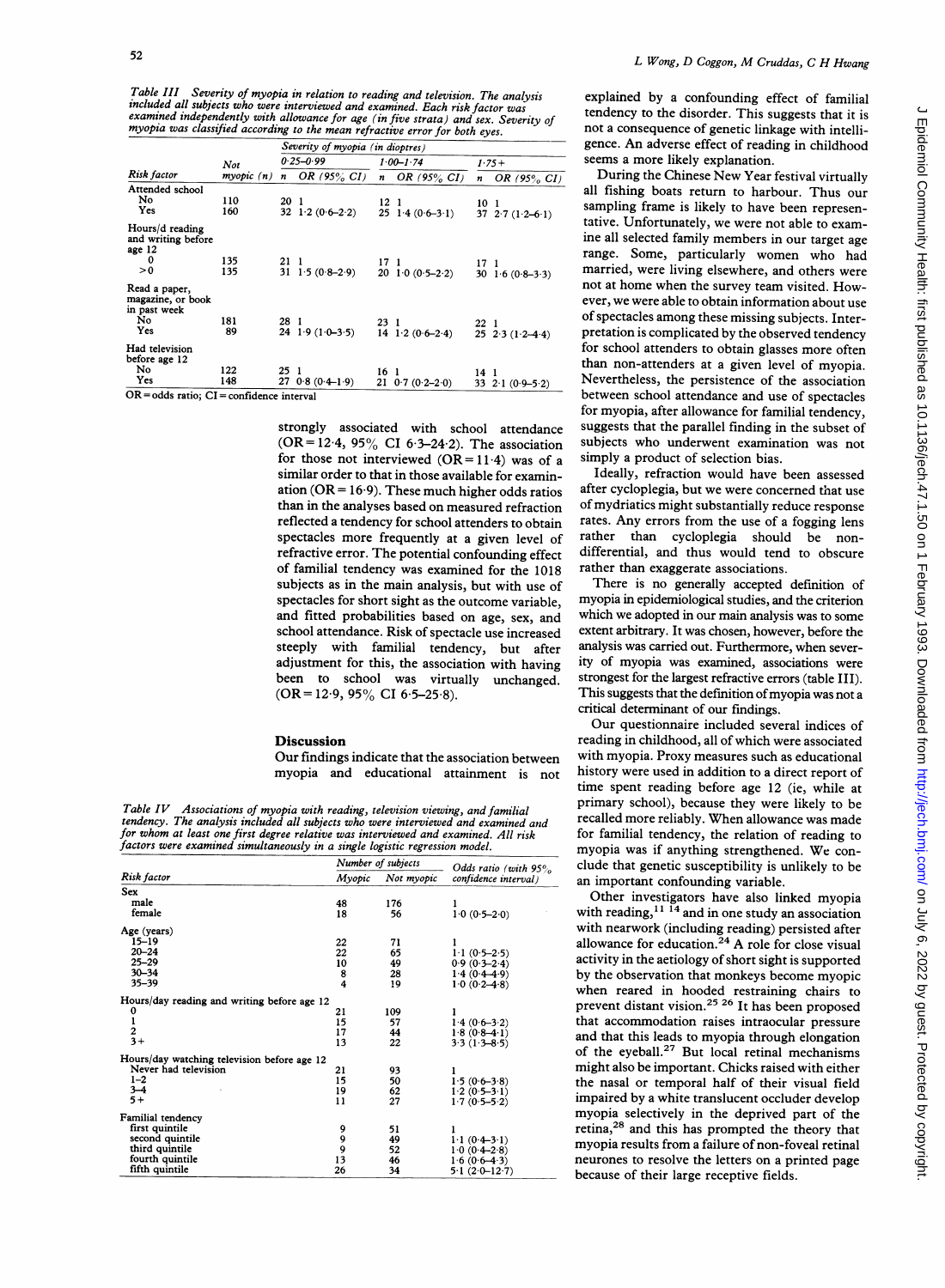*Table III Severity of myopia in relation to reading and television. The analysis included all subjects who were interviewed and examined. Each risk factor was examined independently with allowance for age (in five strata) and sex. Severity of myopia was classified according to the mean refractive error for both eyes.*

| Risk factor | Not myopic (n) | Severity of myopia (in dioptres) 0·25–0·99 n | OR (95% CI) | 1·00–1·74 n | OR (95% CI) | 1·75+ n | OR (95% CI) |
|---|---|---|---|---|---|---|---|
| **Attended school** | | | | | | | |
| No | 110 | 20 | 1 | 12 | 1 | 10 | 1 |
| Yes | 160 | 32 | 1·2 (0·6–2·2) | 25 | 1·4 (0·6–3·1) | 37 | 2·7 (1·2–6·1) |
| **Hours/d reading and writing before age 12** | | | | | | | |
| 0 | 135 | 21 | 1 | 17 | 1 | 17 | 1 |
| >0 | 135 | 31 | 1·5 (0·8–2·9) | 20 | 1·0 (0·5–2·2) | 30 | 1·6 (0·8–3·3) |
| **Read a paper, magazine, or book in past week** | | | | | | | |
| No | 181 | 28 | 1 | 23 | 1 | 22 | 1 |
| Yes | 89 | 24 | 1·9 (1·0–3·5) | 14 | 1·2 (0·6–2·4) | 25 | 2·3 (1·2–4·4) |
| **Had television before age 12** | | | | | | | |
| No | 122 | 25 | 1 | 16 | 1 | 14 | 1 |
| Yes | 148 | 27 | 0·8 (0·4–1·9) | 21 | 0·7 (0·2–2·0) | 33 | 2·1 (0·9–5·2) |

OR = odds ratio; CI = confidence interval

strongly associated with school attendance (OR = 12·4, 95% CI 6·3–24·2). The association for those not interviewed (OR = 11·4) was of a similar order to that in those available for examination (OR = 16·9). These much higher odds ratios than in the analyses based on measured refraction reflected a tendency for school attenders to obtain spectacles more frequently at a given level of refractive error. The potential confounding effect of familial tendency was examined for the 1018 subjects as in the main analysis, but with use of spectacles for short sight as the outcome variable, and fitted probabilities based on age, sex, and school attendance. Risk of spectacle use increased steeply with familial tendency, but after adjustment for this, the association with having been to school was virtually unchanged. (OR = 12·9, 95% CI 6·5–25·8).

## Discussion

Our findings indicate that the association between myopia and educational attainment is not explained by a confounding effect of familial tendency to the disorder. This suggests that it is not a consequence of genetic linkage with intelligence. An adverse effect of reading in childhood seems a more likely explanation.

During the Chinese New Year festival virtually all fishing boats return to harbour. Thus our sampling frame is likely to have been representative. Unfortunately, we were not able to examine all selected family members in our target age range. Some, particularly women who had married, were living elsewhere, and others were not at home when the survey team visited. However, we were able to obtain information about use of spectacles among these missing subjects. Interpretation is complicated by the observed tendency for school attenders to obtain glasses more often than non-attenders at a given level of myopia. Nevertheless, the persistence of the association between school attendance and use of spectacles for myopia, after allowance for familial tendency, suggests that the parallel finding in the subset of subjects who underwent examination was not simply a product of selection bias.

Ideally, refraction would have been assessed after cycloplegia, but we were concerned that use of mydriatics might substantially reduce response rates. Any errors from the use of a fogging lens rather than cycloplegia should be non-differential, and thus would tend to obscure rather than exaggerate associations.

There is no generally accepted definition of myopia in epidemiological studies, and the criterion which we adopted in our main analysis was to some extent arbitrary. It was chosen, however, before the analysis was carried out. Furthermore, when severity of myopia was examined, associations were strongest for the largest refractive errors (table III). This suggests that the definition of myopia was not a critical determinant of our findings.

Our questionnaire included several indices of reading in childhood, all of which were associated with myopia. Proxy measures such as educational history were used in addition to a direct report of time spent reading before age 12 (ie, while at primary school), because they were likely to be recalled more reliably. When allowance was made for familial tendency, the relation of reading to myopia was if anything strengthened. We conclude that genetic susceptibility is unlikely to be an important confounding variable.

Other investigators have also linked myopia with reading,[11 14] and in one study an association with nearwork (including reading) persisted after allowance for education.[24] A role for close visual activity in the aetiology of short sight is supported by the observation that monkeys become myopic when reared in hooded restraining chairs to prevent distant vision.[25 26] It has been proposed that accommodation raises intraocular pressure and that this leads to myopia through elongation of the eyeball.[27] But local retinal mechanisms might also be important. Chicks raised with either the nasal or temporal half of their visual field impaired by a white translucent occluder develop myopia selectively in the deprived part of the retina,[28] and this has prompted the theory that myopia results from a failure of non-foveal retinal neurones to resolve the letters on a printed page because of their large receptive fields.

*Table IV Associations of myopia with reading, television viewing, and familial tendency. The analysis included all subjects who were interviewed and examined and for whom at least one first degree relative was interviewed and examined. All risk factors were examined simultaneously in a single logistic regression model.*

| Risk factor | Number of subjects: Myopic | Not myopic | Odds ratio (with 95% confidence interval) |
|---|---|---|---|
| **Sex** | | | |
| male | 48 | 176 | 1 |
| female | 18 | 56 | 1·0 (0·5–2·0) |
| **Age (years)** | | | |
| 15–19 | 22 | 71 | 1 |
| 20–24 | 22 | 65 | 1·1 (0·5–2·5) |
| 25–29 | 10 | 49 | 0·9 (0·3–2·4) |
| 30–34 | 8 | 28 | 1·4 (0·4–4·9) |
| 35–39 | 4 | 19 | 1·0 (0·2–4·8) |
| **Hours/day reading and writing before age 12** | | | |
| 0 | 21 | 109 | 1 |
| 1 | 15 | 57 | 1·4 (0·6–3·2) |
| 2 | 17 | 44 | 1·8 (0·8–4·1) |
| 3+ | 13 | 22 | 3·3 (1·3–8·5) |
| **Hours/day watching television before age 12** | | | |
| Never had television | 21 | 93 | 1 |
| 1–2 | 15 | 50 | 1·5 (0·6–3·8) |
| 3–4 | 19 | 62 | 1·2 (0·5–3·1) |
| 5+ | 11 | 27 | 1·7 (0·5–5·2) |
| **Familial tendency** | | | |
| first quintile | 9 | 51 | 1 |
| second quintile | 9 | 49 | 1·1 (0·4–3·1) |
| third quintile | 9 | 52 | 1·0 (0·4–2·8) |
| fourth quintile | 13 | 46 | 1·6 (0·6–4·3) |
| fifth quintile | 26 | 34 | 5·1 (2·0–12·7) |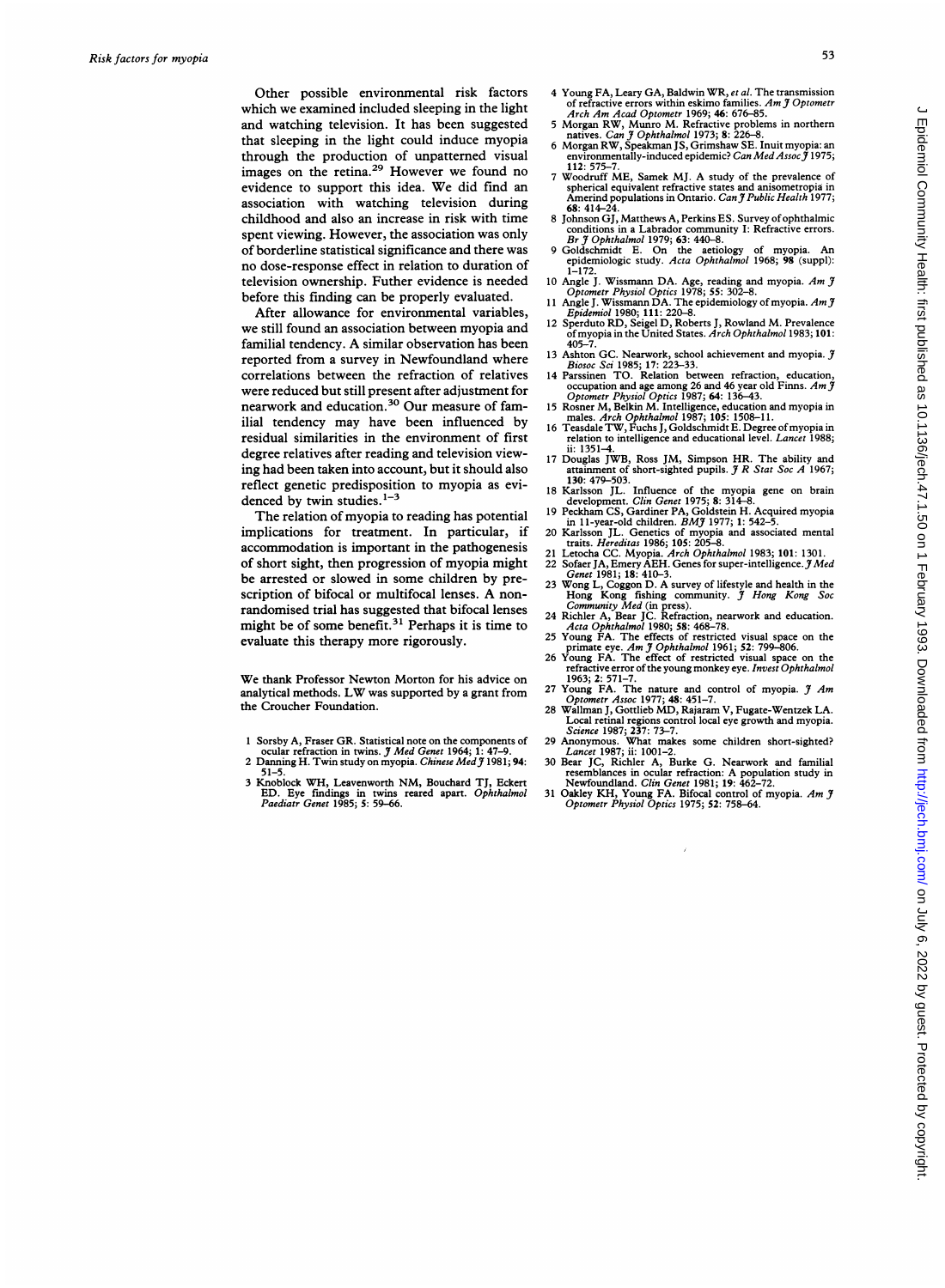Other possible environmental risk factors which we examined included sleeping in the light and watching television. It has been suggested that sleeping in the light could induce myopia through the production of unpatterned visual images on the retina.[29] However we found no evidence to support this idea. We did find an association with watching television during childhood and also an increase in risk with time spent viewing. However, the association was only of borderline statistical significance and there was no dose-response effect in relation to duration of television ownership. Futher evidence is needed before this finding can be properly evaluated.

After allowance for environmental variables, we still found an association between myopia and familial tendency. A similar observation has been reported from a survey in Newfoundland where correlations between the refraction of relatives were reduced but still present after adjustment for nearwork and education.[30] Our measure of familial tendency may have been influenced by residual similarities in the environment of first degree relatives after reading and television viewing had been taken into account, but it should also reflect genetic predisposition to myopia as evidenced by twin studies.[1–3]

The relation of myopia to reading has potential implications for treatment. In particular, if accommodation is important in the pathogenesis of short sight, then progression of myopia might be arrested or slowed in some children by prescription of bifocal or multifocal lenses. A non-randomised trial has suggested that bifocal lenses might be of some benefit.[31] Perhaps it is time to evaluate this therapy more rigorously.

We thank Professor Newton Morton for his advice on analytical methods. LW was supported by a grant from the Croucher Foundation.

1. Sorsby A, Fraser GR. Statistical note on the components of ocular refraction in twins. *J Med Genet* 1964; **1**: 47–9.
2. Danning H. Twin study on myopia. *Chinese Med J* 1981; **94**: 51–5.
3. Knoblock WH, Leavenworth NM, Bouchard TJ, Eckert ED. Eye findings in twins reared apart. *Ophthalmol Paediatr Genet* 1985; **5**: 59–66.
4. Young FA, Leary GA, Baldwin WR, *et al*. The transmission of refractive errors within eskimo families. *Am J Optometr Arch Am Acad Optometr* 1969; **46**: 676–85.
5. Morgan RW, Munro M. Refractive problems in northern natives. *Can J Ophthalmol* 1973; **8**: 226–8.
6. Morgan RW, Speakman JS, Grimshaw SE. Inuit myopia: an environmentally-induced epidemic? *Can Med Assoc J* 1975; **112**: 575–7.
7. Woodruff ME, Samek MJ. A study of the prevalence of spherical equivalent refractive states and anisometropia in Amerind populations in Ontario. *Can J Public Health* 1977; **68**: 414–24.
8. Johnson GJ, Matthews A, Perkins ES. Survey of ophthalmic conditions in a Labrador community I: Refractive errors. *Br J Ophthalmol* 1979; **63**: 440–8.
9. Goldschmidt E. On the aetiology of myopia. An epidemiologic study. *Acta Ophthalmol* 1968; **98** (suppl): 1–172.
10. Angle J. Wissmann DA. Age, reading and myopia. *Am J Optometr Physiol Optics* 1978; **55**: 302–8.
11. Angle J. Wissmann DA. The epidemiology of myopia. *Am J Epidemiol* 1980; **111**: 220–8.
12. Sperduto RD, Seigel D, Roberts J, Rowland M. Prevalence of myopia in the United States. *Arch Ophthalmol* 1983; **101**: 405–7.
13. Ashton GC. Nearwork, school achievement and myopia. *J Biosoc Sci* 1985; **17**: 223–33.
14. Parssinen TO. Relation between refraction, education, occupation and age among 26 and 46 year old Finns. *Am J Optometr Physiol Optics* 1987; **64**: 136–43.
15. Rosner M, Belkin M. Intelligence, education and myopia in males. *Arch Ophthalmol* 1987; **105**: 1508–11.
16. Teasdale TW, Fuchs J, Goldschmidt E. Degree of myopia in relation to intelligence and educational level. *Lancet* 1988; **ii**: 1351–4.
17. Douglas JWB, Ross JM, Simpson HR. The ability and attainment of short-sighted pupils. *J R Stat Soc A* 1967; **130**: 479–503.
18. Karlsson JL. Influence of the myopia gene on brain development. *Clin Genet* 1975; **8**: 314–8.
19. Peckham CS, Gardiner PA, Goldstein H. Acquired myopia in 11-year-old children. *BMJ* 1977; **1**: 542–5.
20. Karlsson JL. Genetics of myopia and associated mental traits. *Hereditas* 1986; **105**: 205–8.
21. Letocha CC. Myopia. *Arch Ophthalmol* 1983; **101**: 1301.
22. Sofaer JA, Emery AEH. Genes for super-intelligence. *J Med Genet* 1981; **18**: 410–3.
23. Wong L, Coggon D. A survey of lifestyle and health in the Hong Kong fishing community. *J Hong Kong Soc Community Med* (in press).
24. Richler A, Bear JC. Refraction, nearwork and education. *Acta Ophthalmol* 1980; **58**: 468–78.
25. Young FA. The effects of restricted visual space on the primate eye. *Am J Ophthalmol* 1961; **52**: 799–806.
26. Young FA. The effect of restricted visual space on the refractive error of the young monkey eye. *Invest Ophthalmol* 1963; **2**: 571–7.
27. Young FA. The nature and control of myopia. *J Am Optometr Assoc* 1977; **48**: 451–7.
28. Wallman J, Gottlieb MD, Rajaram V, Fugate-Wentzek LA. Local retinal regions control local eye growth and myopia. *Science* 1987; **237**: 73–7.
29. Anonymous. What makes some children short-sighted? *Lancet* 1987; **ii**: 1001–2.
30. Bear JC, Richler A, Burke G. Nearwork and familial resemblances in ocular refraction: A population study in Newfoundland. *Clin Genet* 1981; **19**: 462–72.
31. Oakley KH, Young FA. Bifocal control of myopia. *Am J Optometr Physiol Optics* 1975; **52**: 758–64.